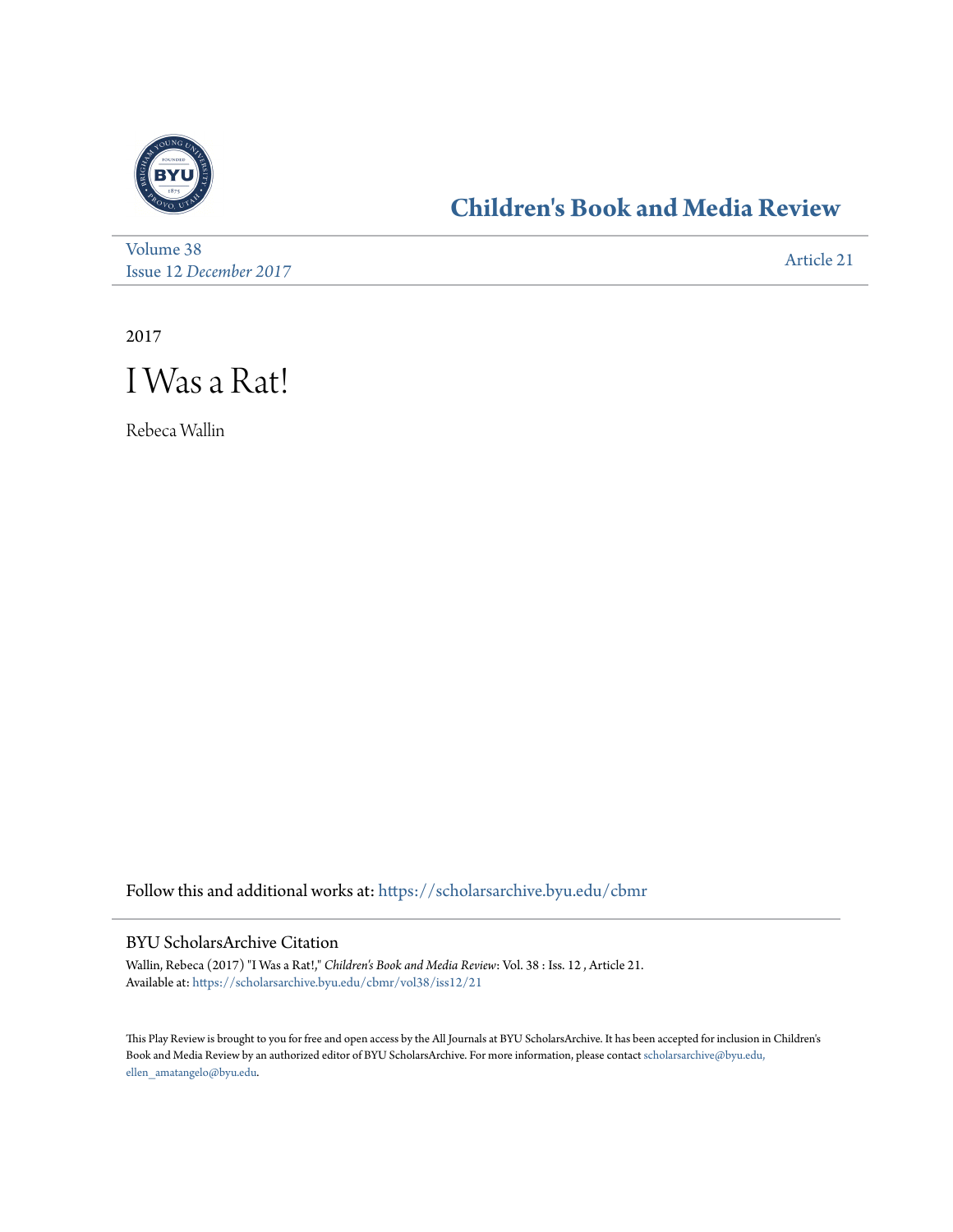## Children's Book and Media Review

Volume 38
Issue 12 *December 2017*

Article 21

2017

# I Was a Rat!

Rebeca Wallin

Follow this and additional works at: https://scholarsarchive.byu.edu/cbmr

### BYU ScholarsArchive Citation

Wallin, Rebeca (2017) "I Was a Rat!," *Children's Book and Media Review*: Vol. 38 : Iss. 12 , Article 21.
Available at: https://scholarsarchive.byu.edu/cbmr/vol38/iss12/21

This Play Review is brought to you for free and open access by the All Journals at BYU ScholarsArchive. It has been accepted for inclusion in Children's Book and Media Review by an authorized editor of BYU ScholarsArchive. For more information, please contact scholarsarchive@byu.edu, ellen_amatangelo@byu.edu.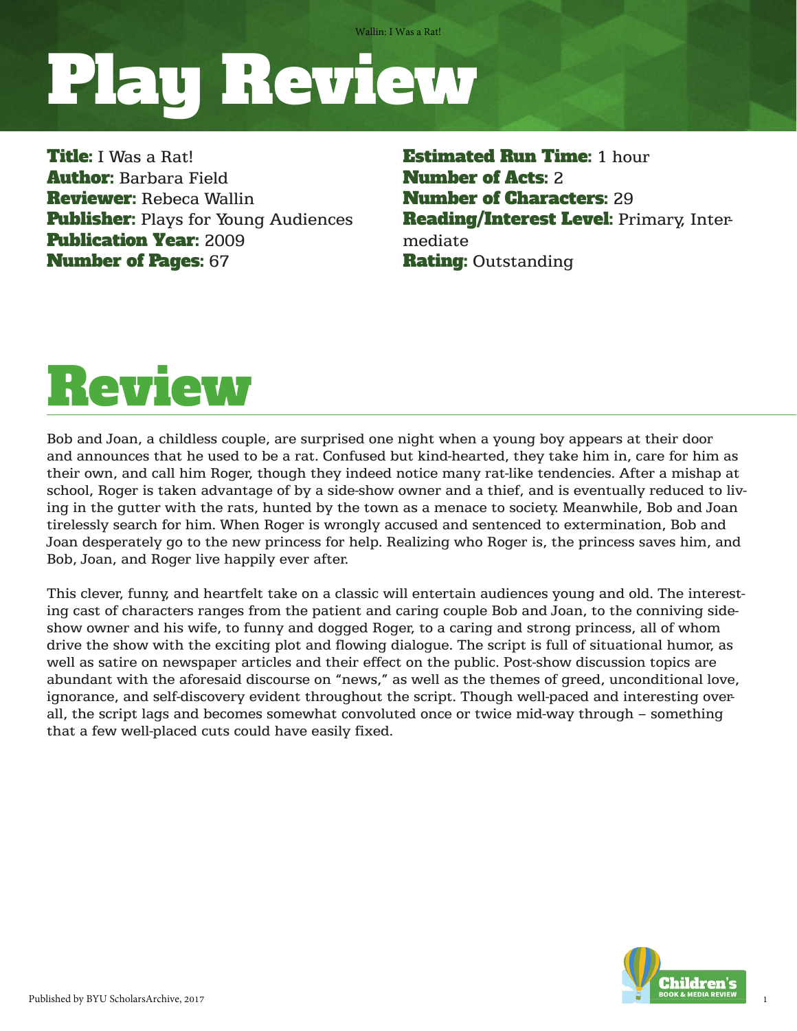# Play Review

**Title:** I Was a Rat!
**Author:** Barbara Field
**Reviewer:** Rebeca Wallin
**Publisher:** Plays for Young Audiences
**Publication Year:** 2009
**Number of Pages:** 67
**Estimated Run Time:** 1 hour
**Number of Acts:** 2
**Number of Characters:** 29
**Reading/Interest Level:** Primary, Intermediate
**Rating:** Outstanding

# Review

Bob and Joan, a childless couple, are surprised one night when a young boy appears at their door and announces that he used to be a rat. Confused but kind-hearted, they take him in, care for him as their own, and call him Roger, though they indeed notice many rat-like tendencies. After a mishap at school, Roger is taken advantage of by a side-show owner and a thief, and is eventually reduced to living in the gutter with the rats, hunted by the town as a menace to society. Meanwhile, Bob and Joan tirelessly search for him. When Roger is wrongly accused and sentenced to extermination, Bob and Joan desperately go to the new princess for help. Realizing who Roger is, the princess saves him, and Bob, Joan, and Roger live happily ever after.

This clever, funny, and heartfelt take on a classic will entertain audiences young and old. The interesting cast of characters ranges from the patient and caring couple Bob and Joan, to the conniving side-show owner and his wife, to funny and dogged Roger, to a caring and strong princess, all of whom drive the show with the exciting plot and flowing dialogue. The script is full of situational humor, as well as satire on newspaper articles and their effect on the public. Post-show discussion topics are abundant with the aforesaid discourse on "news," as well as the themes of greed, unconditional love, ignorance, and self-discovery evident throughout the script. Though well-paced and interesting overall, the script lags and becomes somewhat convoluted once or twice mid-way through – something that a few well-placed cuts could have easily fixed.